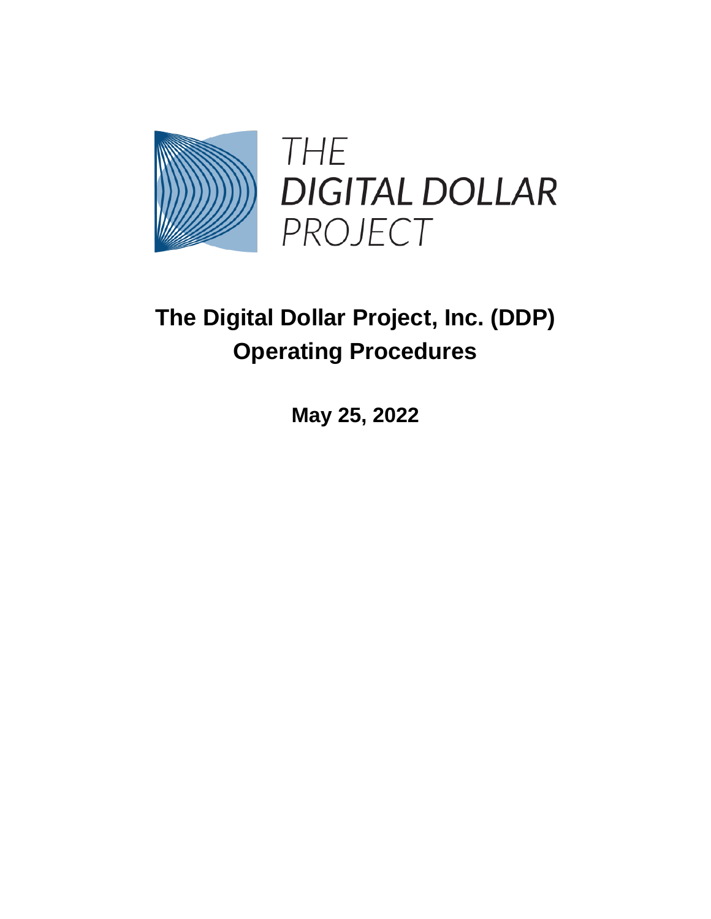THE DIGITAL DOLLAR PROJECT

# The Digital Dollar Project, Inc. (DDP) Operating Procedures

**May 25, 2022**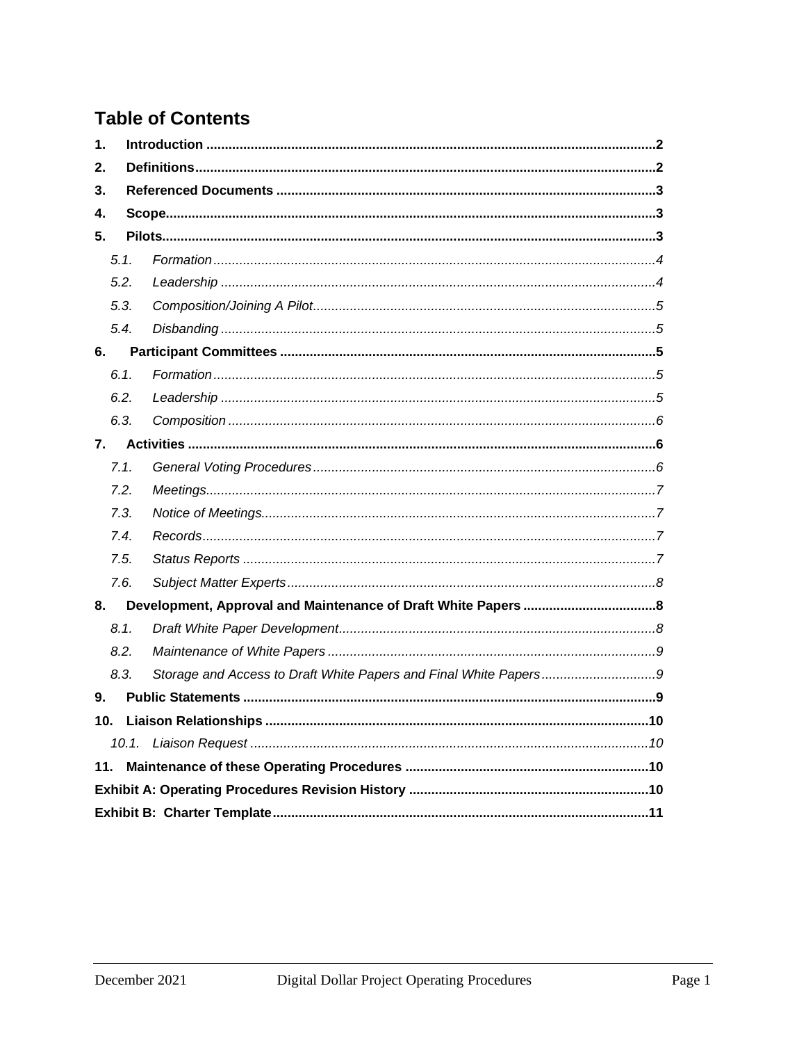## Table of Contents

- **1. Introduction** .......... 2
- **2. Definitions** .......... 2
- **3. Referenced Documents** .......... 3
- **4. Scope** .......... 3
- **5. Pilots** .......... 3
  - *5.1. Formation* .......... 4
  - *5.2. Leadership* .......... 4
  - *5.3. Composition/Joining A Pilot* .......... 5
  - *5.4. Disbanding* .......... 5
- **6. Participant Committees** .......... 5
  - *6.1. Formation* .......... 5
  - *6.2. Leadership* .......... 5
  - *6.3. Composition* .......... 6
- **7. Activities** .......... 6
  - *7.1. General Voting Procedures* .......... 6
  - *7.2. Meetings* .......... 7
  - *7.3. Notice of Meetings* .......... 7
  - *7.4. Records* .......... 7
  - *7.5. Status Reports* .......... 7
  - *7.6. Subject Matter Experts* .......... 8
- **8. Development, Approval and Maintenance of Draft White Papers** .......... 8
  - *8.1. Draft White Paper Development* .......... 8
  - *8.2. Maintenance of White Papers* .......... 9
  - *8.3. Storage and Access to Draft White Papers and Final White Papers* .......... 9
- **9. Public Statements** .......... 9
- **10. Liaison Relationships** .......... 10
  - *10.1. Liaison Request* .......... 10
- **11. Maintenance of these Operating Procedures** .......... 10
- **Exhibit A: Operating Procedures Revision History** .......... 10
- **Exhibit B: Charter Template** .......... 11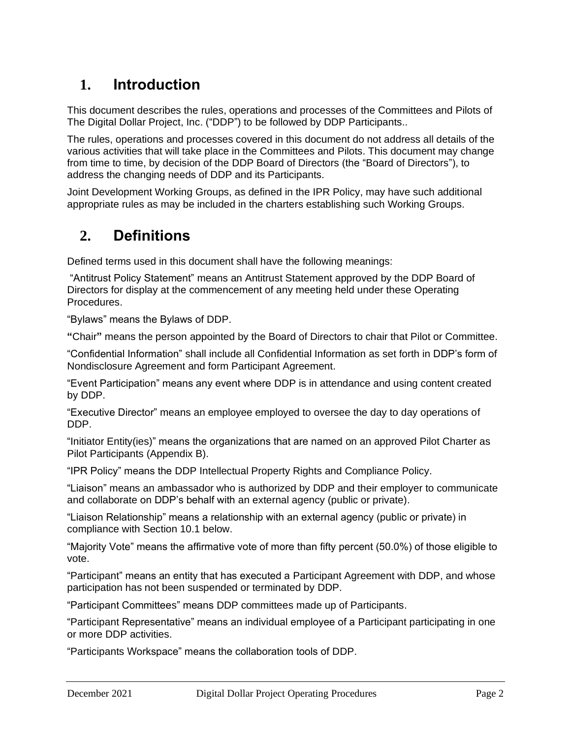# 1. Introduction

This document describes the rules, operations and processes of the Committees and Pilots of The Digital Dollar Project, Inc. ("DDP") to be followed by DDP Participants..

The rules, operations and processes covered in this document do not address all details of the various activities that will take place in the Committees and Pilots. This document may change from time to time, by decision of the DDP Board of Directors (the "Board of Directors"), to address the changing needs of DDP and its Participants.

Joint Development Working Groups, as defined in the IPR Policy, may have such additional appropriate rules as may be included in the charters establishing such Working Groups.

# 2. Definitions

Defined terms used in this document shall have the following meanings:

"Antitrust Policy Statement" means an Antitrust Statement approved by the DDP Board of Directors for display at the commencement of any meeting held under these Operating Procedures.

"Bylaws" means the Bylaws of DDP.

**"**Chair**"** means the person appointed by the Board of Directors to chair that Pilot or Committee.

"Confidential Information" shall include all Confidential Information as set forth in DDP's form of Nondisclosure Agreement and form Participant Agreement.

"Event Participation" means any event where DDP is in attendance and using content created by DDP.

"Executive Director" means an employee employed to oversee the day to day operations of DDP.

"Initiator Entity(ies)" means the organizations that are named on an approved Pilot Charter as Pilot Participants (Appendix B).

"IPR Policy" means the DDP Intellectual Property Rights and Compliance Policy.

"Liaison" means an ambassador who is authorized by DDP and their employer to communicate and collaborate on DDP's behalf with an external agency (public or private).

"Liaison Relationship" means a relationship with an external agency (public or private) in compliance with Section 10.1 below.

"Majority Vote" means the affirmative vote of more than fifty percent (50.0%) of those eligible to vote.

"Participant" means an entity that has executed a Participant Agreement with DDP, and whose participation has not been suspended or terminated by DDP.

"Participant Committees" means DDP committees made up of Participants.

"Participant Representative" means an individual employee of a Participant participating in one or more DDP activities.

"Participants Workspace" means the collaboration tools of DDP.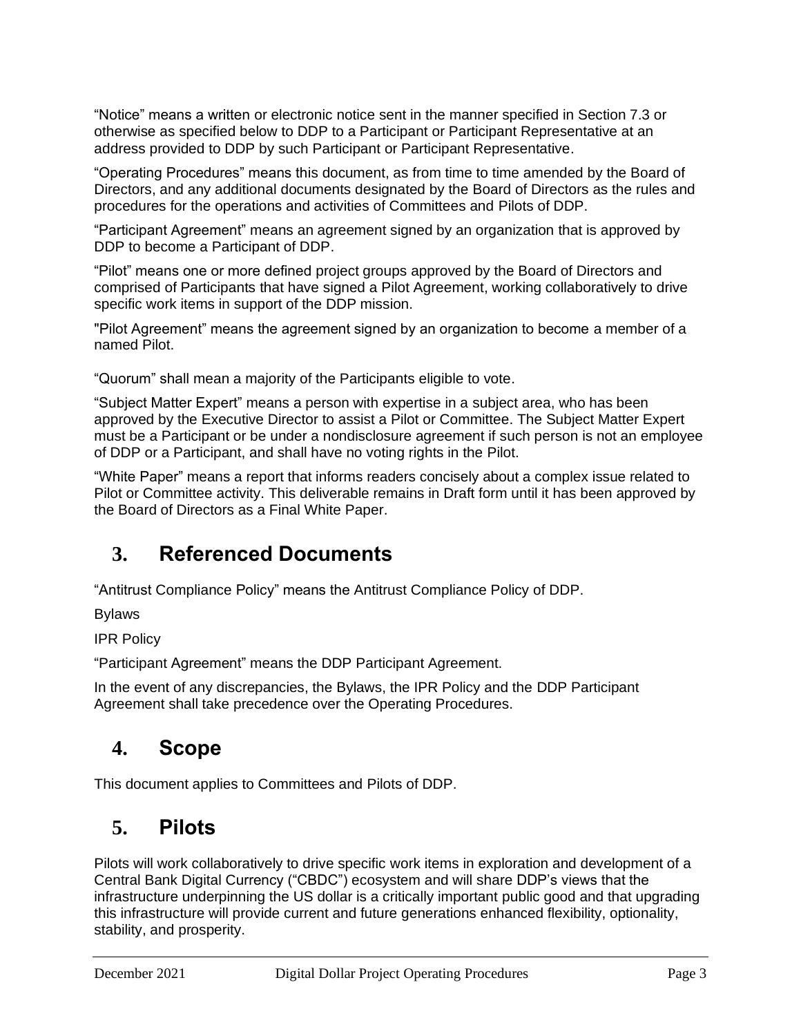"Notice" means a written or electronic notice sent in the manner specified in Section 7.3 or otherwise as specified below to DDP to a Participant or Participant Representative at an address provided to DDP by such Participant or Participant Representative.

"Operating Procedures" means this document, as from time to time amended by the Board of Directors, and any additional documents designated by the Board of Directors as the rules and procedures for the operations and activities of Committees and Pilots of DDP.

"Participant Agreement" means an agreement signed by an organization that is approved by DDP to become a Participant of DDP.

"Pilot" means one or more defined project groups approved by the Board of Directors and comprised of Participants that have signed a Pilot Agreement, working collaboratively to drive specific work items in support of the DDP mission.

"Pilot Agreement" means the agreement signed by an organization to become a member of a named Pilot.

"Quorum" shall mean a majority of the Participants eligible to vote.

"Subject Matter Expert" means a person with expertise in a subject area, who has been approved by the Executive Director to assist a Pilot or Committee. The Subject Matter Expert must be a Participant or be under a nondisclosure agreement if such person is not an employee of DDP or a Participant, and shall have no voting rights in the Pilot.

"White Paper" means a report that informs readers concisely about a complex issue related to Pilot or Committee activity. This deliverable remains in Draft form until it has been approved by the Board of Directors as a Final White Paper.

# 3. Referenced Documents

"Antitrust Compliance Policy" means the Antitrust Compliance Policy of DDP.

Bylaws

IPR Policy

"Participant Agreement" means the DDP Participant Agreement.

In the event of any discrepancies, the Bylaws, the IPR Policy and the DDP Participant Agreement shall take precedence over the Operating Procedures.

# 4. Scope

This document applies to Committees and Pilots of DDP.

# 5. Pilots

Pilots will work collaboratively to drive specific work items in exploration and development of a Central Bank Digital Currency ("CBDC") ecosystem and will share DDP's views that the infrastructure underpinning the US dollar is a critically important public good and that upgrading this infrastructure will provide current and future generations enhanced flexibility, optionality, stability, and prosperity.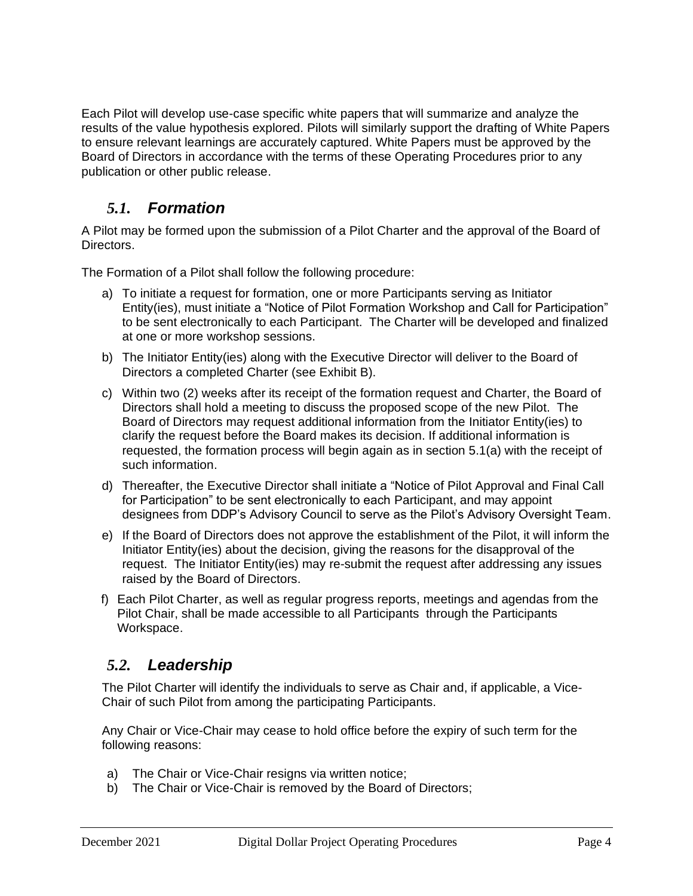Each Pilot will develop use-case specific white papers that will summarize and analyze the results of the value hypothesis explored. Pilots will similarly support the drafting of White Papers to ensure relevant learnings are accurately captured. White Papers must be approved by the Board of Directors in accordance with the terms of these Operating Procedures prior to any publication or other public release.

## *5.1. Formation*

A Pilot may be formed upon the submission of a Pilot Charter and the approval of the Board of Directors.

The Formation of a Pilot shall follow the following procedure:

a) To initiate a request for formation, one or more Participants serving as Initiator Entity(ies), must initiate a "Notice of Pilot Formation Workshop and Call for Participation" to be sent electronically to each Participant. The Charter will be developed and finalized at one or more workshop sessions.

b) The Initiator Entity(ies) along with the Executive Director will deliver to the Board of Directors a completed Charter (see Exhibit B).

c) Within two (2) weeks after its receipt of the formation request and Charter, the Board of Directors shall hold a meeting to discuss the proposed scope of the new Pilot. The Board of Directors may request additional information from the Initiator Entity(ies) to clarify the request before the Board makes its decision. If additional information is requested, the formation process will begin again as in section 5.1(a) with the receipt of such information.

d) Thereafter, the Executive Director shall initiate a "Notice of Pilot Approval and Final Call for Participation" to be sent electronically to each Participant, and may appoint designees from DDP's Advisory Council to serve as the Pilot's Advisory Oversight Team.

e) If the Board of Directors does not approve the establishment of the Pilot, it will inform the Initiator Entity(ies) about the decision, giving the reasons for the disapproval of the request. The Initiator Entity(ies) may re-submit the request after addressing any issues raised by the Board of Directors.

f) Each Pilot Charter, as well as regular progress reports, meetings and agendas from the Pilot Chair, shall be made accessible to all Participants through the Participants Workspace.

## *5.2. Leadership*

The Pilot Charter will identify the individuals to serve as Chair and, if applicable, a Vice-Chair of such Pilot from among the participating Participants.

Any Chair or Vice-Chair may cease to hold office before the expiry of such term for the following reasons:

a) The Chair or Vice-Chair resigns via written notice;
b) The Chair or Vice-Chair is removed by the Board of Directors;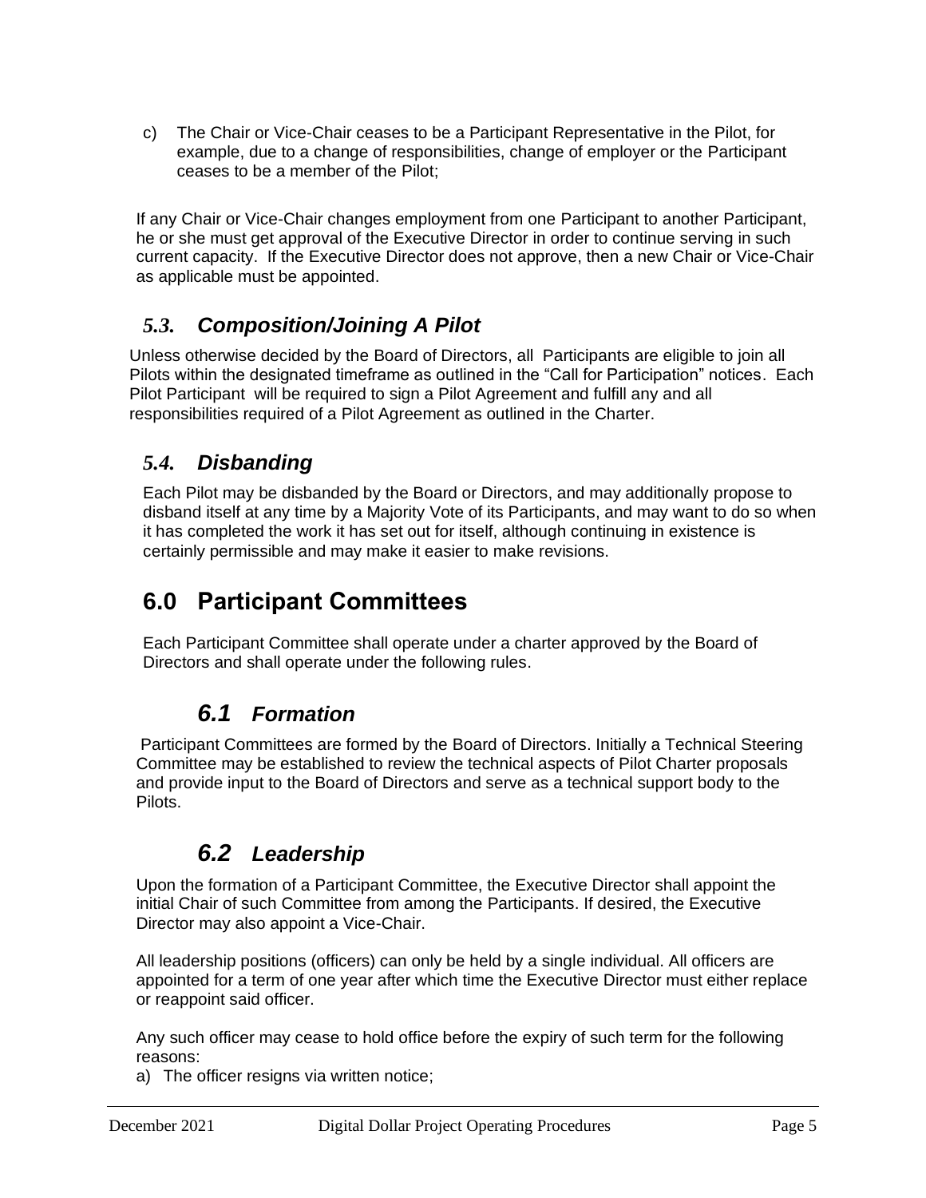c) The Chair or Vice-Chair ceases to be a Participant Representative in the Pilot, for example, due to a change of responsibilities, change of employer or the Participant ceases to be a member of the Pilot;

If any Chair or Vice-Chair changes employment from one Participant to another Participant, he or she must get approval of the Executive Director in order to continue serving in such current capacity. If the Executive Director does not approve, then a new Chair or Vice-Chair as applicable must be appointed.

### *5.3. Composition/Joining A Pilot*

Unless otherwise decided by the Board of Directors, all Participants are eligible to join all Pilots within the designated timeframe as outlined in the "Call for Participation" notices. Each Pilot Participant will be required to sign a Pilot Agreement and fulfill any and all responsibilities required of a Pilot Agreement as outlined in the Charter.

### *5.4. Disbanding*

Each Pilot may be disbanded by the Board or Directors, and may additionally propose to disband itself at any time by a Majority Vote of its Participants, and may want to do so when it has completed the work it has set out for itself, although continuing in existence is certainly permissible and may make it easier to make revisions.

## 6.0 Participant Committees

Each Participant Committee shall operate under a charter approved by the Board of Directors and shall operate under the following rules.

### *6.1 Formation*

Participant Committees are formed by the Board of Directors. Initially a Technical Steering Committee may be established to review the technical aspects of Pilot Charter proposals and provide input to the Board of Directors and serve as a technical support body to the Pilots.

### *6.2 Leadership*

Upon the formation of a Participant Committee, the Executive Director shall appoint the initial Chair of such Committee from among the Participants. If desired, the Executive Director may also appoint a Vice-Chair.

All leadership positions (officers) can only be held by a single individual. All officers are appointed for a term of one year after which time the Executive Director must either replace or reappoint said officer.

Any such officer may cease to hold office before the expiry of such term for the following reasons:

a) The officer resigns via written notice;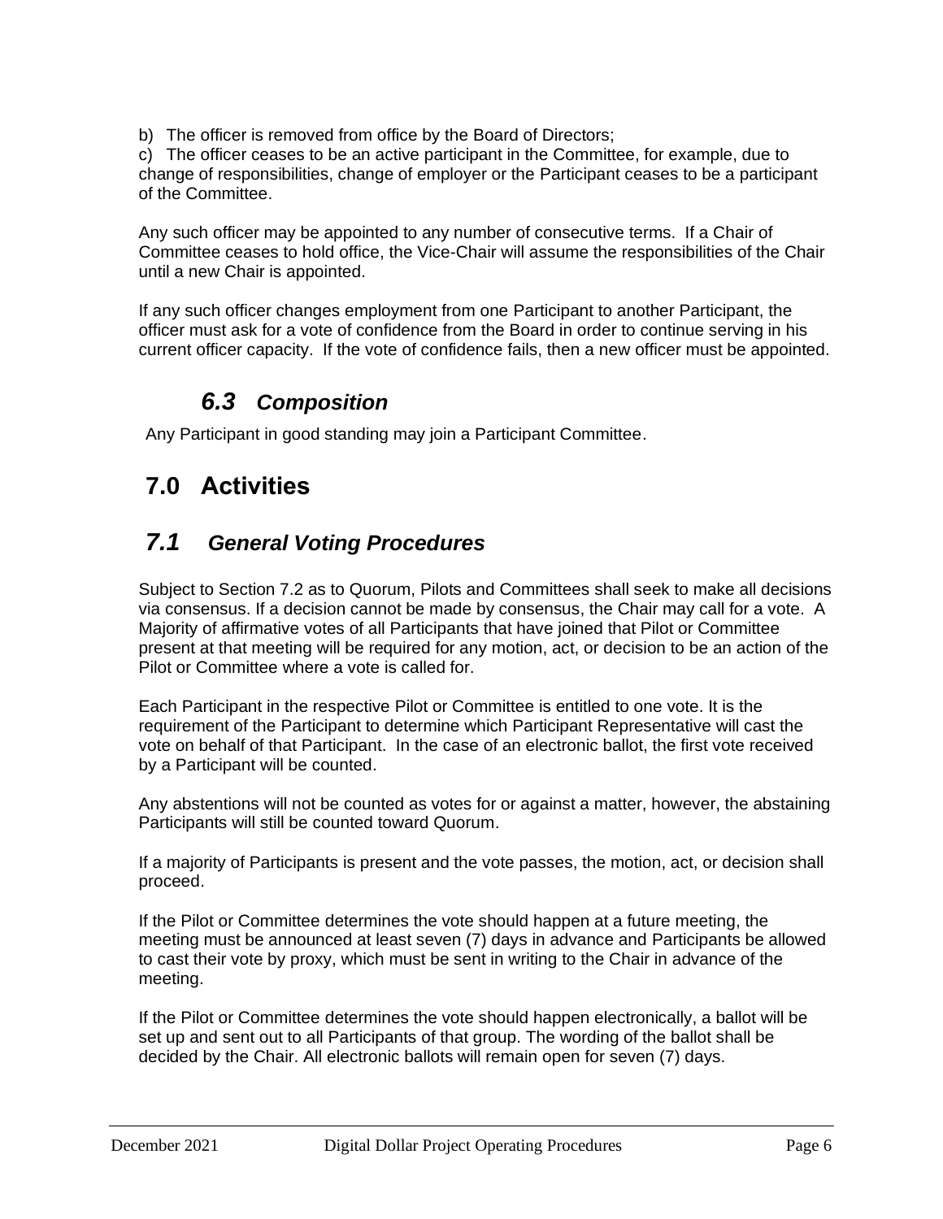b) The officer is removed from office by the Board of Directors;

c) The officer ceases to be an active participant in the Committee, for example, due to change of responsibilities, change of employer or the Participant ceases to be a participant of the Committee.

Any such officer may be appointed to any number of consecutive terms. If a Chair of Committee ceases to hold office, the Vice-Chair will assume the responsibilities of the Chair until a new Chair is appointed.

If any such officer changes employment from one Participant to another Participant, the officer must ask for a vote of confidence from the Board in order to continue serving in his current officer capacity. If the vote of confidence fails, then a new officer must be appointed.

### *6.3 Composition*

Any Participant in good standing may join a Participant Committee.

## 7.0 Activities

### *7.1 General Voting Procedures*

Subject to Section 7.2 as to Quorum, Pilots and Committees shall seek to make all decisions via consensus. If a decision cannot be made by consensus, the Chair may call for a vote. A Majority of affirmative votes of all Participants that have joined that Pilot or Committee present at that meeting will be required for any motion, act, or decision to be an action of the Pilot or Committee where a vote is called for.

Each Participant in the respective Pilot or Committee is entitled to one vote. It is the requirement of the Participant to determine which Participant Representative will cast the vote on behalf of that Participant. In the case of an electronic ballot, the first vote received by a Participant will be counted.

Any abstentions will not be counted as votes for or against a matter, however, the abstaining Participants will still be counted toward Quorum.

If a majority of Participants is present and the vote passes, the motion, act, or decision shall proceed.

If the Pilot or Committee determines the vote should happen at a future meeting, the meeting must be announced at least seven (7) days in advance and Participants be allowed to cast their vote by proxy, which must be sent in writing to the Chair in advance of the meeting.

If the Pilot or Committee determines the vote should happen electronically, a ballot will be set up and sent out to all Participants of that group. The wording of the ballot shall be decided by the Chair. All electronic ballots will remain open for seven (7) days.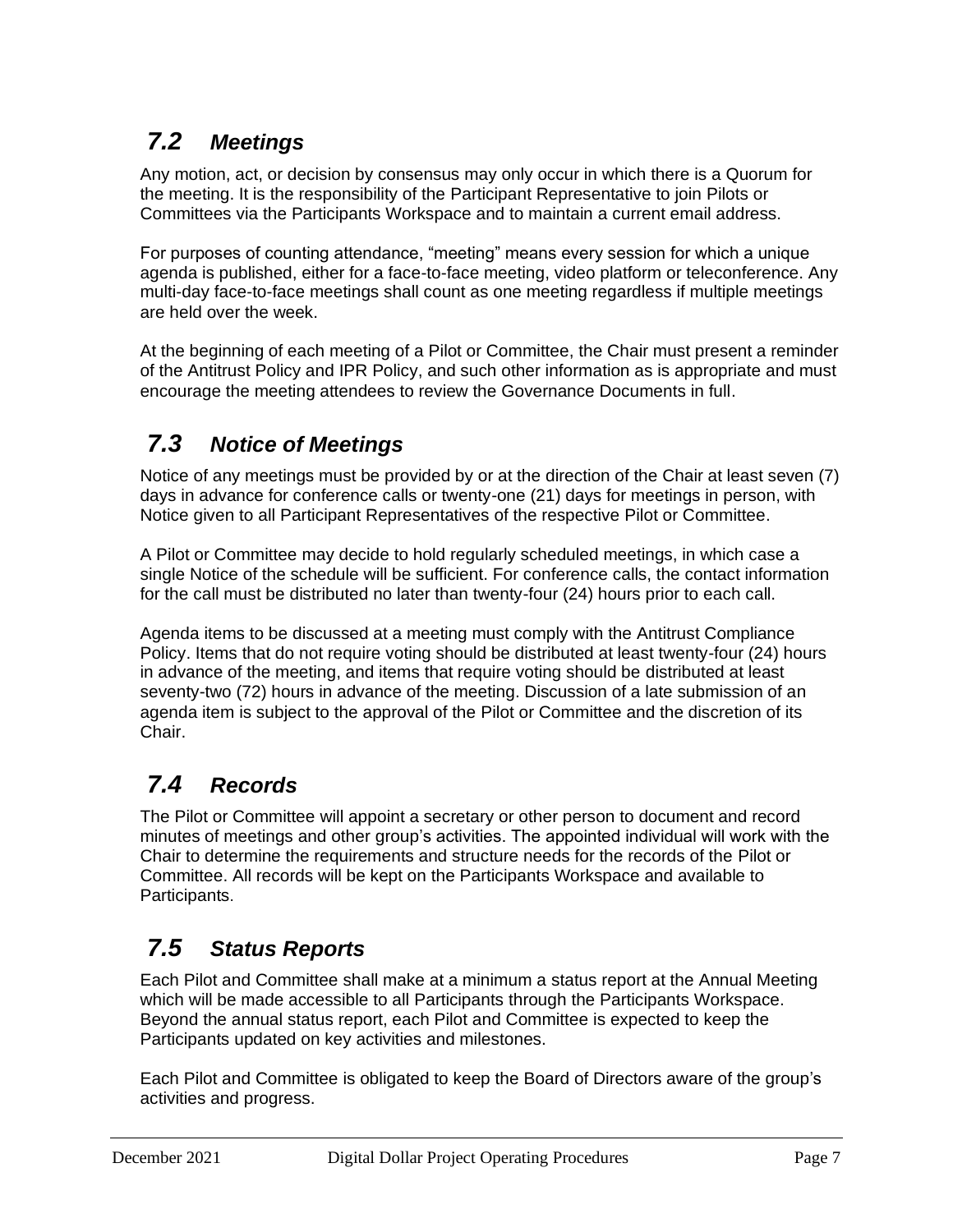## *7.2 Meetings*

Any motion, act, or decision by consensus may only occur in which there is a Quorum for the meeting. It is the responsibility of the Participant Representative to join Pilots or Committees via the Participants Workspace and to maintain a current email address.

For purposes of counting attendance, “meeting” means every session for which a unique agenda is published, either for a face-to-face meeting, video platform or teleconference. Any multi-day face-to-face meetings shall count as one meeting regardless if multiple meetings are held over the week.

At the beginning of each meeting of a Pilot or Committee, the Chair must present a reminder of the Antitrust Policy and IPR Policy, and such other information as is appropriate and must encourage the meeting attendees to review the Governance Documents in full.

## *7.3 Notice of Meetings*

Notice of any meetings must be provided by or at the direction of the Chair at least seven (7) days in advance for conference calls or twenty-one (21) days for meetings in person, with Notice given to all Participant Representatives of the respective Pilot or Committee.

A Pilot or Committee may decide to hold regularly scheduled meetings, in which case a single Notice of the schedule will be sufficient. For conference calls, the contact information for the call must be distributed no later than twenty-four (24) hours prior to each call.

Agenda items to be discussed at a meeting must comply with the Antitrust Compliance Policy. Items that do not require voting should be distributed at least twenty-four (24) hours in advance of the meeting, and items that require voting should be distributed at least seventy-two (72) hours in advance of the meeting. Discussion of a late submission of an agenda item is subject to the approval of the Pilot or Committee and the discretion of its Chair.

## *7.4 Records*

The Pilot or Committee will appoint a secretary or other person to document and record minutes of meetings and other group’s activities. The appointed individual will work with the Chair to determine the requirements and structure needs for the records of the Pilot or Committee. All records will be kept on the Participants Workspace and available to Participants.

## *7.5 Status Reports*

Each Pilot and Committee shall make at a minimum a status report at the Annual Meeting which will be made accessible to all Participants through the Participants Workspace. Beyond the annual status report, each Pilot and Committee is expected to keep the Participants updated on key activities and milestones.

Each Pilot and Committee is obligated to keep the Board of Directors aware of the group’s activities and progress.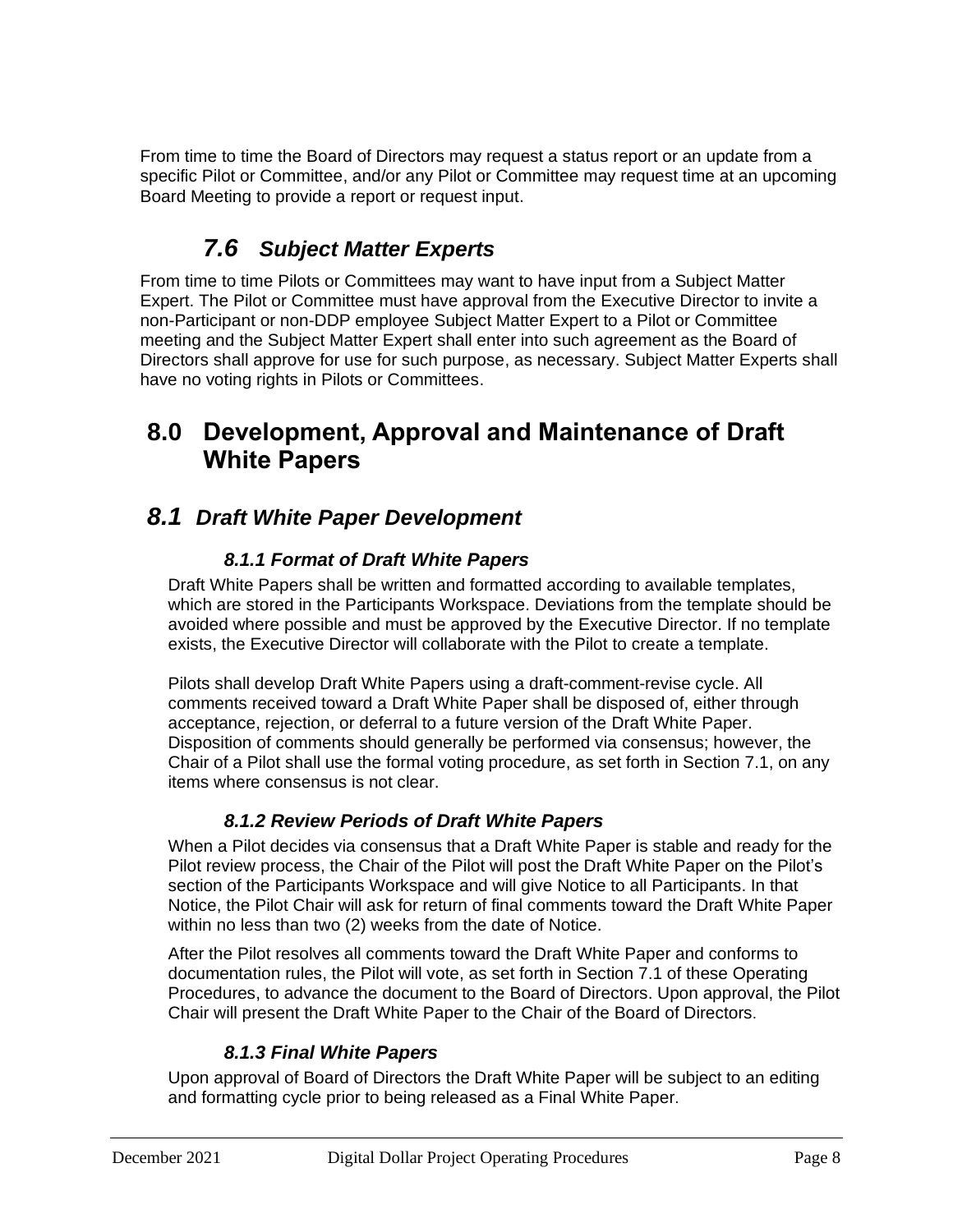From time to time the Board of Directors may request a status report or an update from a specific Pilot or Committee, and/or any Pilot or Committee may request time at an upcoming Board Meeting to provide a report or request input.

## *7.6 Subject Matter Experts*

From time to time Pilots or Committees may want to have input from a Subject Matter Expert. The Pilot or Committee must have approval from the Executive Director to invite a non-Participant or non-DDP employee Subject Matter Expert to a Pilot or Committee meeting and the Subject Matter Expert shall enter into such agreement as the Board of Directors shall approve for use for such purpose, as necessary. Subject Matter Experts shall have no voting rights in Pilots or Committees.

# 8.0 Development, Approval and Maintenance of Draft White Papers

## *8.1 Draft White Paper Development*

### *8.1.1 Format of Draft White Papers*

Draft White Papers shall be written and formatted according to available templates, which are stored in the Participants Workspace. Deviations from the template should be avoided where possible and must be approved by the Executive Director. If no template exists, the Executive Director will collaborate with the Pilot to create a template.

Pilots shall develop Draft White Papers using a draft-comment-revise cycle. All comments received toward a Draft White Paper shall be disposed of, either through acceptance, rejection, or deferral to a future version of the Draft White Paper. Disposition of comments should generally be performed via consensus; however, the Chair of a Pilot shall use the formal voting procedure, as set forth in Section 7.1, on any items where consensus is not clear.

### *8.1.2 Review Periods of Draft White Papers*

When a Pilot decides via consensus that a Draft White Paper is stable and ready for the Pilot review process, the Chair of the Pilot will post the Draft White Paper on the Pilot's section of the Participants Workspace and will give Notice to all Participants. In that Notice, the Pilot Chair will ask for return of final comments toward the Draft White Paper within no less than two (2) weeks from the date of Notice.

After the Pilot resolves all comments toward the Draft White Paper and conforms to documentation rules, the Pilot will vote, as set forth in Section 7.1 of these Operating Procedures, to advance the document to the Board of Directors. Upon approval, the Pilot Chair will present the Draft White Paper to the Chair of the Board of Directors.

### *8.1.3 Final White Papers*

Upon approval of Board of Directors the Draft White Paper will be subject to an editing and formatting cycle prior to being released as a Final White Paper.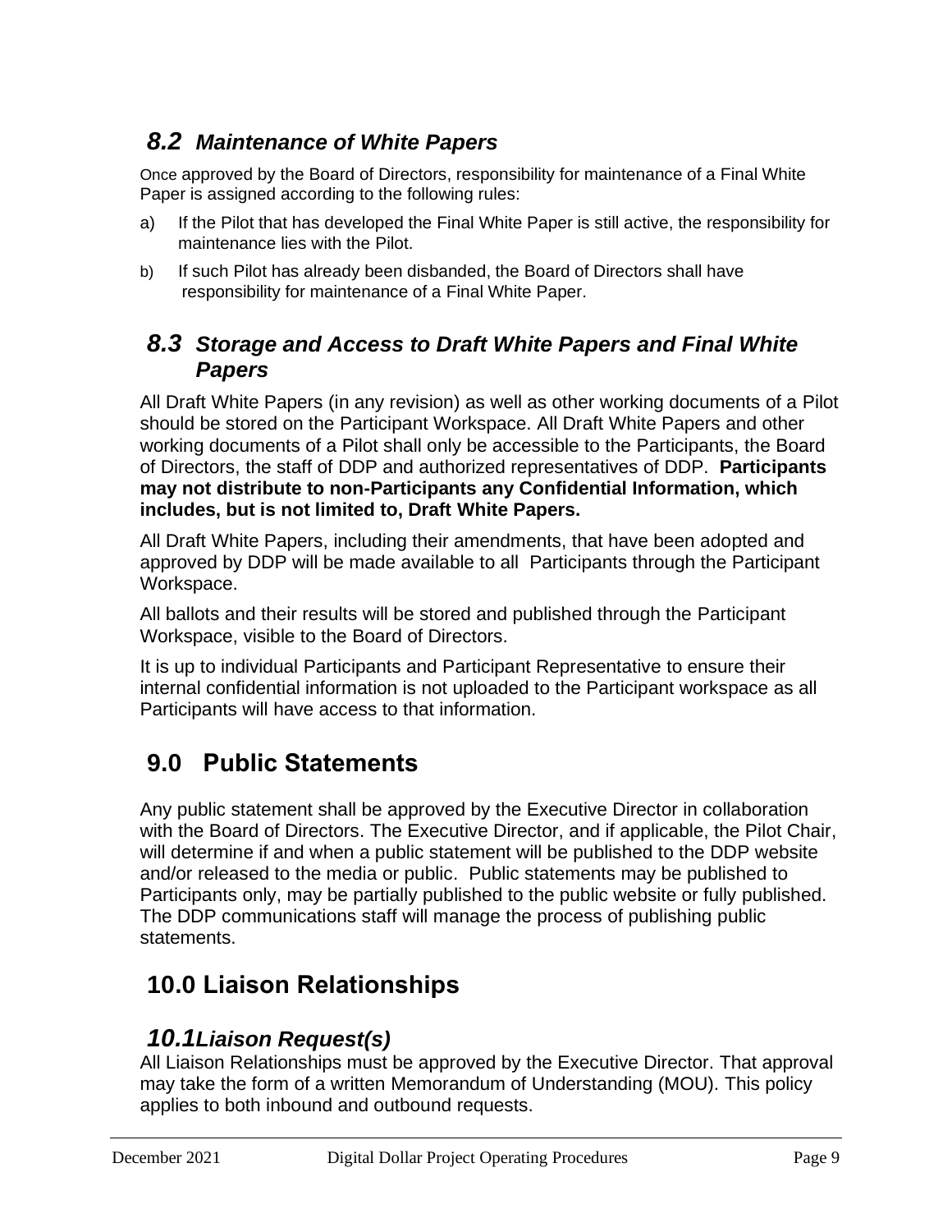## *8.2 Maintenance of White Papers*

Once approved by the Board of Directors, responsibility for maintenance of a Final White Paper is assigned according to the following rules:

a) If the Pilot that has developed the Final White Paper is still active, the responsibility for maintenance lies with the Pilot.

b) If such Pilot has already been disbanded, the Board of Directors shall have responsibility for maintenance of a Final White Paper.

## *8.3 Storage and Access to Draft White Papers and Final White Papers*

All Draft White Papers (in any revision) as well as other working documents of a Pilot should be stored on the Participant Workspace. All Draft White Papers and other working documents of a Pilot shall only be accessible to the Participants, the Board of Directors, the staff of DDP and authorized representatives of DDP. **Participants may not distribute to non-Participants any Confidential Information, which includes, but is not limited to, Draft White Papers.**

All Draft White Papers, including their amendments, that have been adopted and approved by DDP will be made available to all Participants through the Participant Workspace.

All ballots and their results will be stored and published through the Participant Workspace, visible to the Board of Directors.

It is up to individual Participants and Participant Representative to ensure their internal confidential information is not uploaded to the Participant workspace as all Participants will have access to that information.

# 9.0 Public Statements

Any public statement shall be approved by the Executive Director in collaboration with the Board of Directors. The Executive Director, and if applicable, the Pilot Chair, will determine if and when a public statement will be published to the DDP website and/or released to the media or public. Public statements may be published to Participants only, may be partially published to the public website or fully published. The DDP communications staff will manage the process of publishing public statements.

# 10.0 Liaison Relationships

## *10.1 Liaison Request(s)*

All Liaison Relationships must be approved by the Executive Director. That approval may take the form of a written Memorandum of Understanding (MOU). This policy applies to both inbound and outbound requests.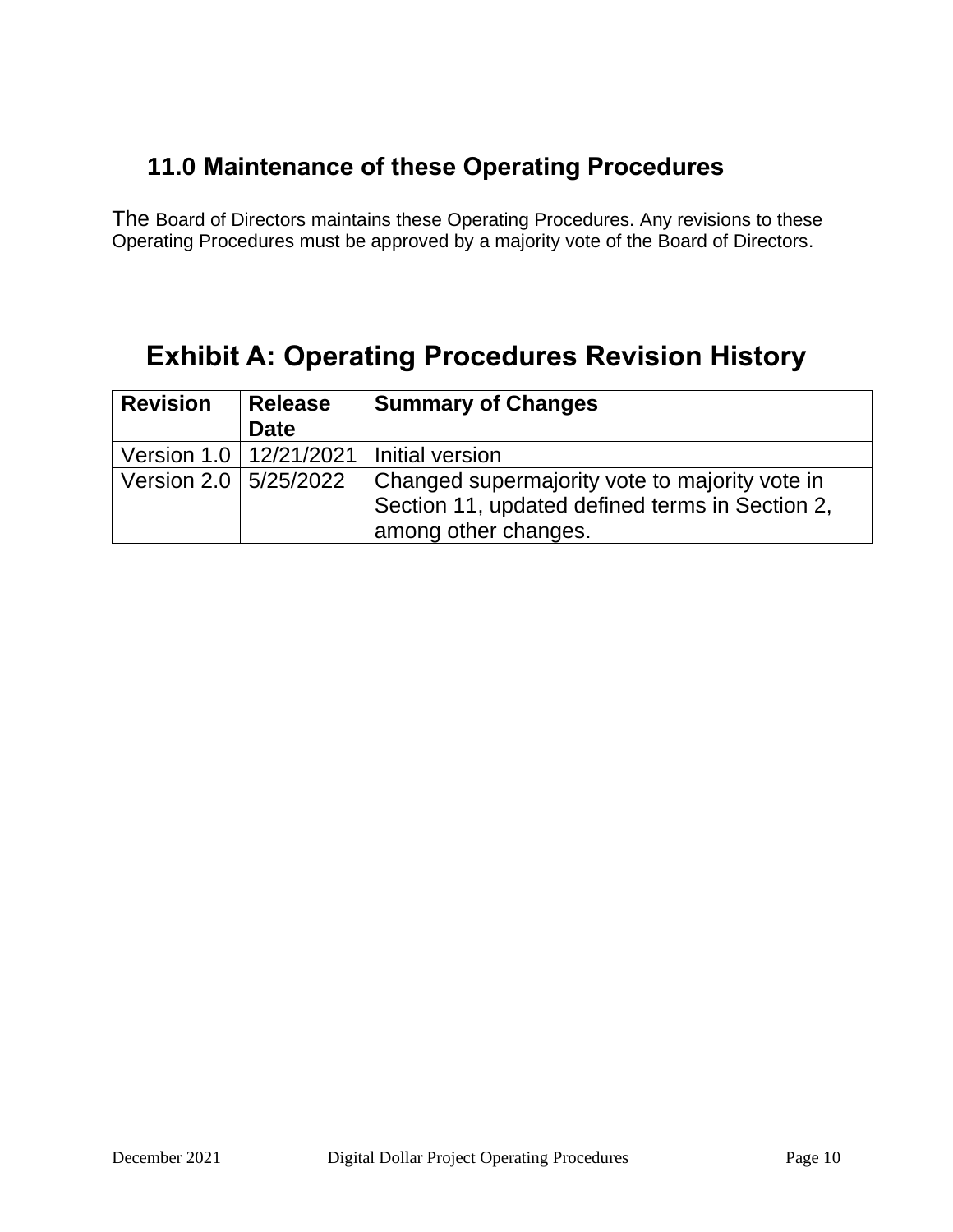## 11.0 Maintenance of these Operating Procedures

The Board of Directors maintains these Operating Procedures. Any revisions to these Operating Procedures must be approved by a majority vote of the Board of Directors.

# Exhibit A: Operating Procedures Revision History

| Revision | Release Date | Summary of Changes |
|---|---|---|
| Version 1.0 | 12/21/2021 | Initial version |
| Version 2.0 | 5/25/2022 | Changed supermajority vote to majority vote in Section 11, updated defined terms in Section 2, among other changes. |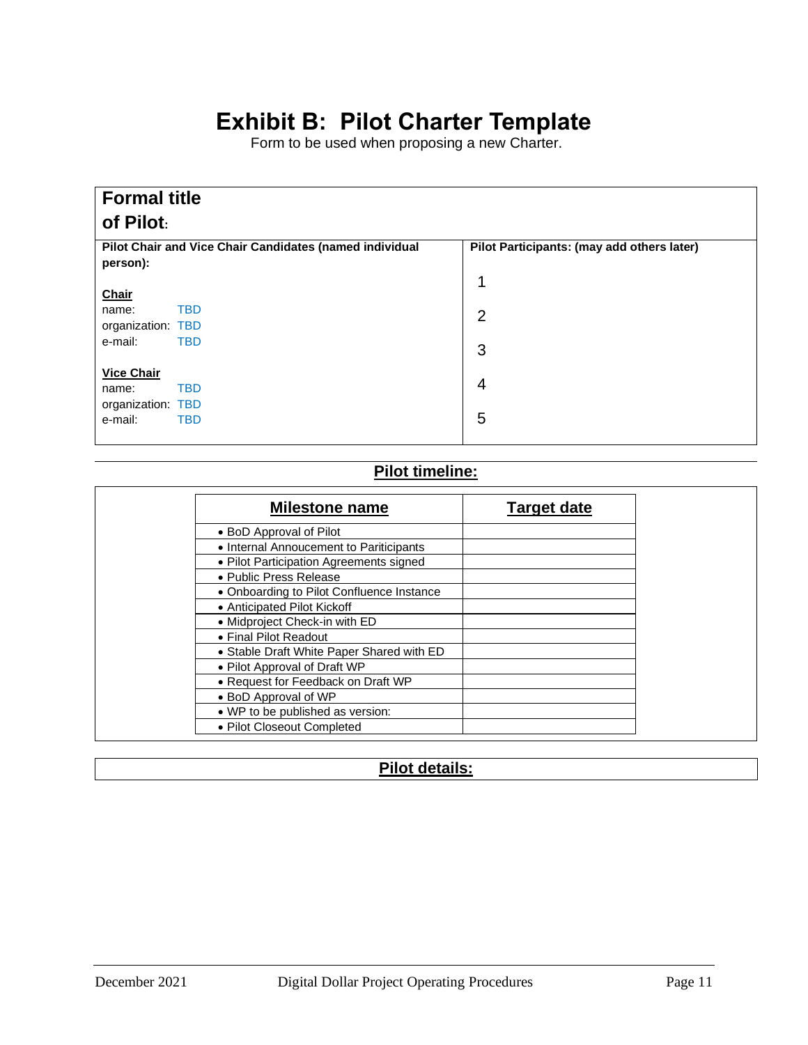# Exhibit B: Pilot Charter Template

Form to be used when proposing a new Charter.

| **Formal title of Pilot:** | |
|---|---|
| **Pilot Chair and Vice Chair Candidates (named individual person):**<br><br>**Chair**<br>name: TBD<br>organization: TBD<br>e-mail: TBD<br><br>**Vice Chair**<br>name: TBD<br>organization: TBD<br>e-mail: TBD | **Pilot Participants: (may add others later)**<br><br>1<br><br>2<br><br>3<br><br>4<br><br>5 |

## Pilot timeline:

| Milestone name | Target date |
|---|---|
| • BoD Approval of Pilot | |
| • Internal Annoucement to Pariticipants | |
| • Pilot Participation Agreements signed | |
| • Public Press Release | |
| • Onboarding to Pilot Confluence Instance | |
| • Anticipated Pilot Kickoff | |
| • Midproject Check-in with ED | |
| • Final Pilot Readout | |
| • Stable Draft White Paper Shared with ED | |
| • Pilot Approval of Draft WP | |
| • Request for Feedback on Draft WP | |
| • BoD Approval of WP | |
| • WP to be published as version: | |
| • Pilot Closeout Completed | |

## Pilot details: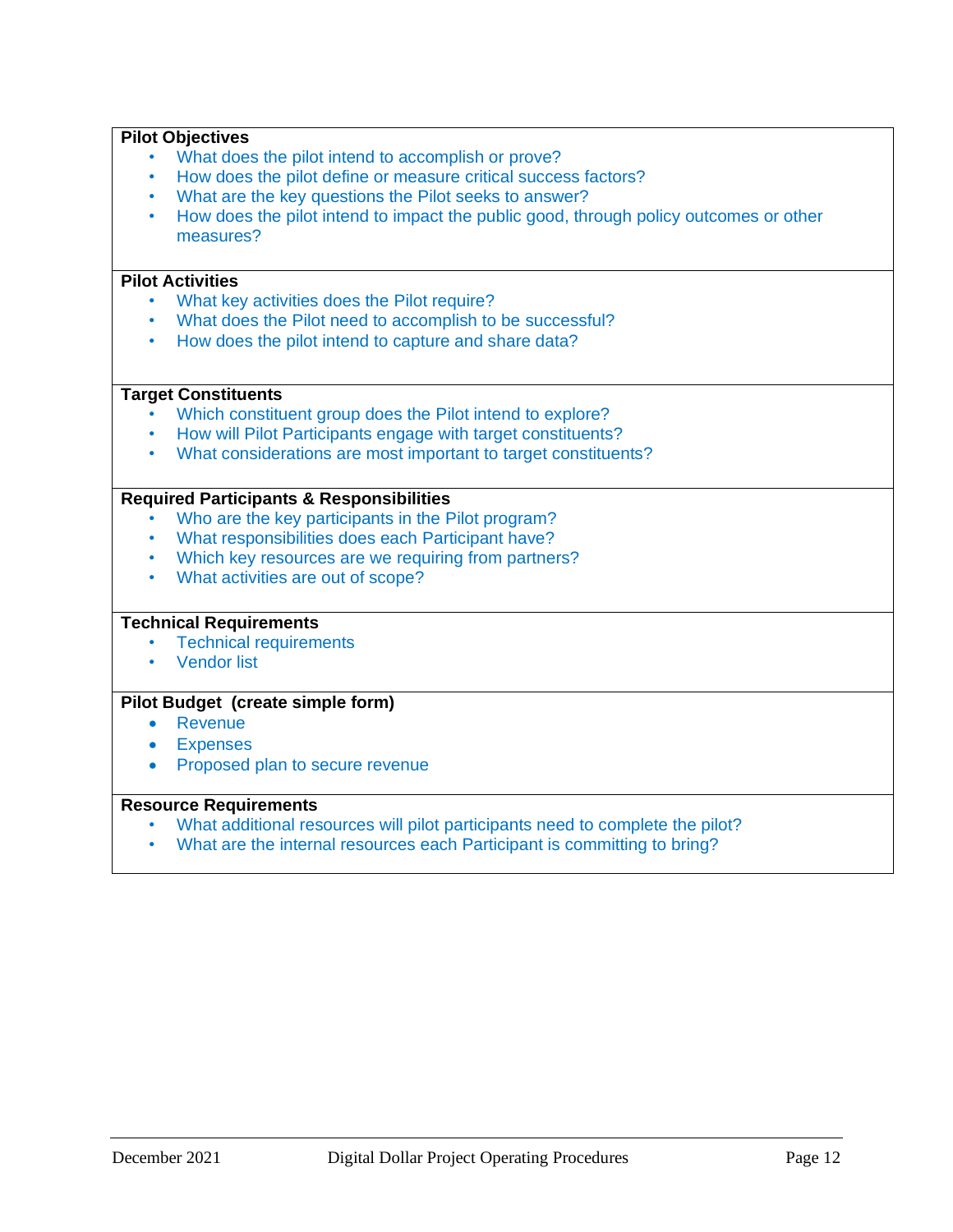**Pilot Objectives**

- What does the pilot intend to accomplish or prove?
- How does the pilot define or measure critical success factors?
- What are the key questions the Pilot seeks to answer?
- How does the pilot intend to impact the public good, through policy outcomes or other measures?

**Pilot Activities**

- What key activities does the Pilot require?
- What does the Pilot need to accomplish to be successful?
- How does the pilot intend to capture and share data?

**Target Constituents**

- Which constituent group does the Pilot intend to explore?
- How will Pilot Participants engage with target constituents?
- What considerations are most important to target constituents?

**Required Participants & Responsibilities**

- Who are the key participants in the Pilot program?
- What responsibilities does each Participant have?
- Which key resources are we requiring from partners?
- What activities are out of scope?

**Technical Requirements**

- Technical requirements
- Vendor list

**Pilot Budget (create simple form)**

- Revenue
- Expenses
- Proposed plan to secure revenue

**Resource Requirements**

- What additional resources will pilot participants need to complete the pilot?
- What are the internal resources each Participant is committing to bring?